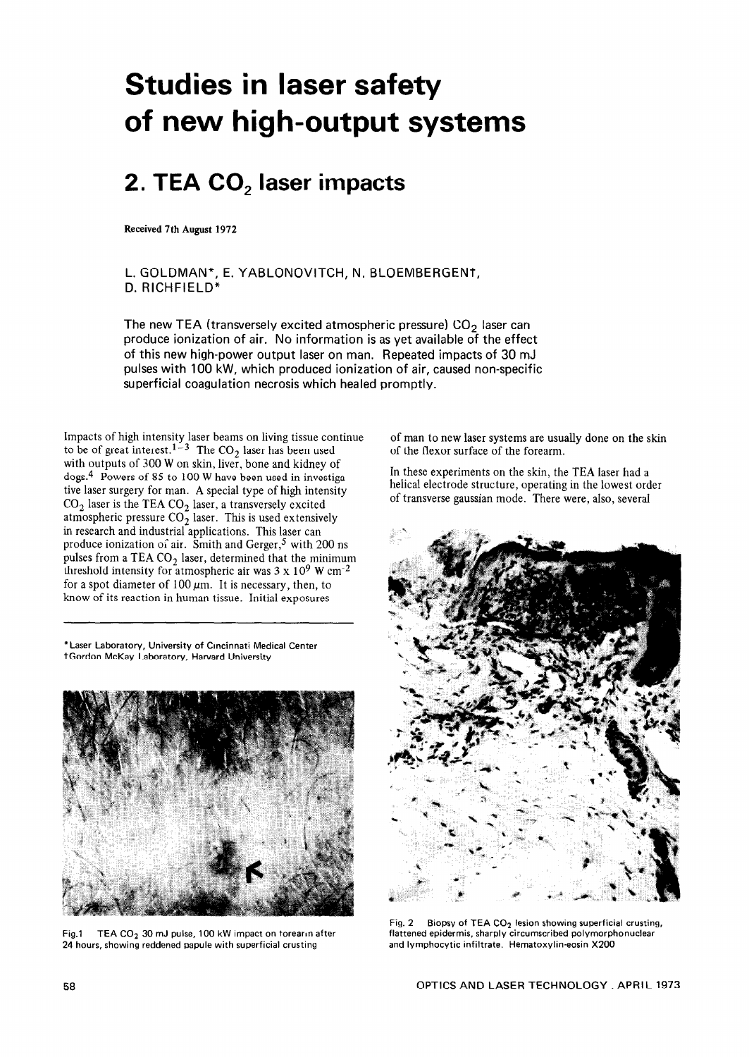# Studies in laser safety of new high-output systems

## 2. TEA $CO_2$ laser impacts

Received 7th August 1972

L. GOLDMAN*, E. YABLONOVITCH, N. BLOEMBERGEN†, D. RICHFIELD*

The new TEA (transversely excited atmospheric pressure) $CO_2$ laser can produce ionization of air. No information is as yet available of the effect of this new high-power output laser on man. Repeated impacts of 30 mJ pulses with 100 kW, which produced ionization of air, caused non-specific superficial coagulation necrosis which healed promptly.

Impacts of high intensity laser beams on living tissue continue to be of great interest.[1-3] The $CO_2$ laser has been used with outputs of 300 W on skin, liver, bone and kidney of dogs.[4] Powers of 85 to 100 W have been used in investigative laser surgery for man. A special type of high intensity $CO_2$ laser is the TEA $CO_2$ laser, a transversely excited atmospheric pressure $CO_2$ laser. This is used extensively in research and industrial applications. This laser can produce ionization of air. Smith and Gerger,[5] with 200 ns pulses from a TEA $CO_2$ laser, determined that the minimum threshold intensity for atmospheric air was $3 \times 10^9$ W $cm^{-2}$ for a spot diameter of 100 $\mu$m. It is necessary, then, to know of its reaction in human tissue. Initial exposures of man to new laser systems are usually done on the skin of the flexor surface of the forearm.

*Laser Laboratory, University of Cincinnati Medical Center
†Gordon McKay Laboratory, Harvard University

Fig.1 TEA $CO_2$ 30 mJ pulse, 100 kW impact on forearm after 24 hours, showing reddened papule with superficial crusting

In these experiments on the skin, the TEA laser had a helical electrode structure, operating in the lowest order of transverse gaussian mode. There were, also, several

Fig. 2 Biopsy of TEA $CO_2$ lesion showing superficial crusting, flattened epidermis, sharply circumscribed polymorphonuclear and lymphocytic infiltrate. Hematoxylin-eosin X200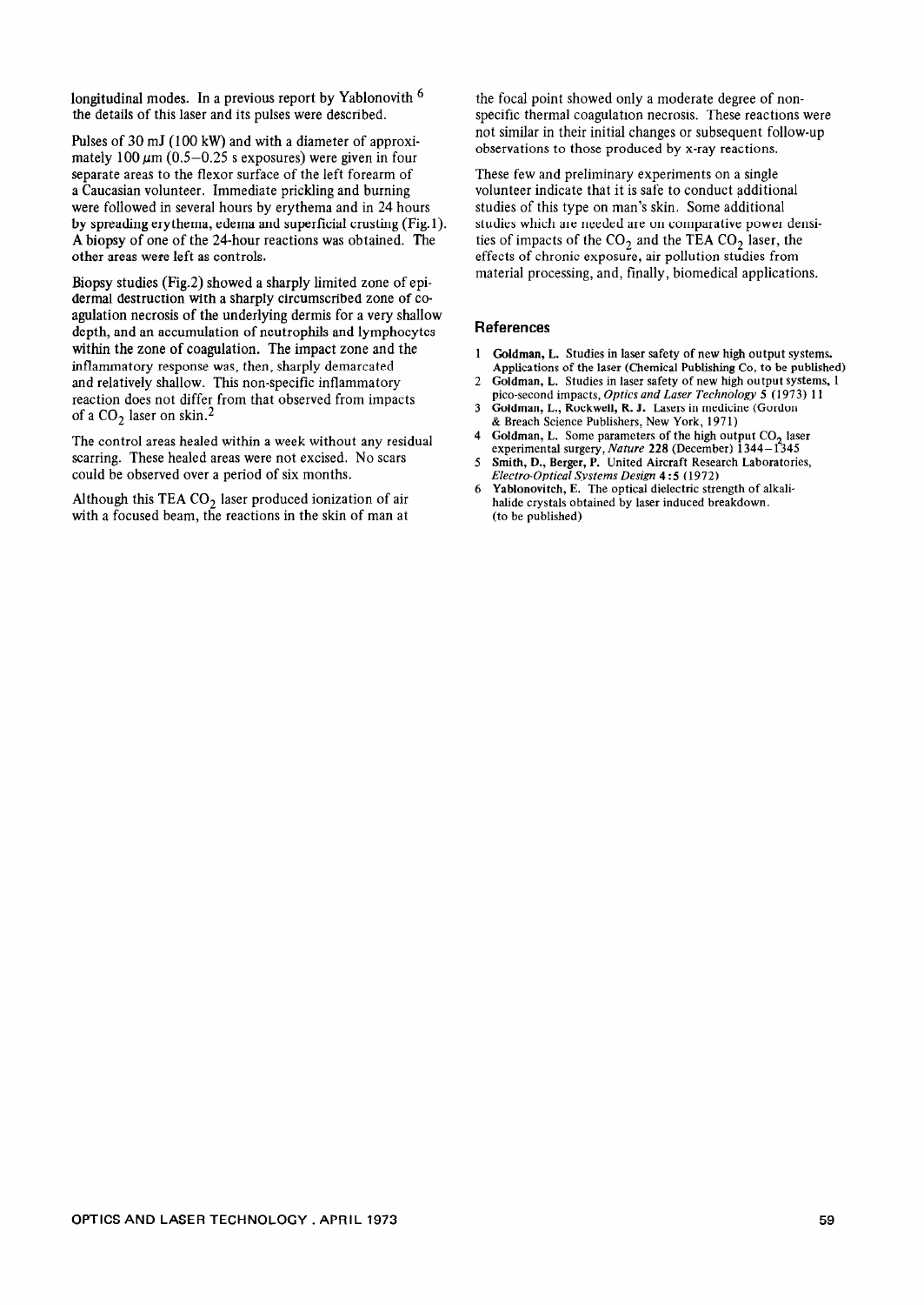longitudinal modes. In a previous report by Yablonovith [6] the details of this laser and its pulses were described.

Pulses of 30 mJ (100 kW) and with a diameter of approximately 100 μm (0.5–0.25 s exposures) were given in four separate areas to the flexor surface of the left forearm of a Caucasian volunteer. Immediate prickling and burning were followed in several hours by erythema and in 24 hours by spreading erythema, edema and superficial crusting (Fig.1). A biopsy of one of the 24-hour reactions was obtained. The other areas were left as controls.

Biopsy studies (Fig.2) showed a sharply limited zone of epidermal destruction with a sharply circumscribed zone of coagulation necrosis of the underlying dermis for a very shallow depth, and an accumulation of neutrophils and lymphocytes within the zone of coagulation. The impact zone and the inflammatory response was, then, sharply demarcated and relatively shallow. This non-specific inflammatory reaction does not differ from that observed from impacts of a $CO_2$ laser on skin.[2]

The control areas healed within a week without any residual scarring. These healed areas were not excised. No scars could be observed over a period of six months.

Although this TEA $CO_2$ laser produced ionization of air with a focused beam, the reactions in the skin of man at the focal point showed only a moderate degree of non-specific thermal coagulation necrosis. These reactions were not similar in their initial changes or subsequent follow-up observations to those produced by x-ray reactions.

These few and preliminary experiments on a single volunteer indicate that it is safe to conduct additional studies of this type on man's skin. Some additional studies which are needed are on comparative power densities of impacts of the $CO_2$ and the TEA $CO_2$ laser, the effects of chronic exposure, air pollution studies from material processing, and, finally, biomedical applications.

## References

1. **Goldman, L.** Studies in laser safety of new high output systems. Applications of the laser (Chemical Publishing Co, to be published)
2. **Goldman, L.** Studies in laser safety of new high output systems, 1 pico-second impacts, *Optics and Laser Technology* **5** (1973) 11
3. **Goldman, L., Rockwell, R. J.** Lasers in medicine (Gordon & Breach Science Publishers, New York, 1971)
4. **Goldman, L.** Some parameters of the high output $CO_2$ laser experimental surgery, *Nature* **228** (December) 1344–1345
5. **Smith, D., Berger, P.** United Aircraft Research Laboratories, *Electro-Optical Systems Design* **4**:5 (1972)
6. **Yablonovitch, E.** The optical dielectric strength of alkali-halide crystals obtained by laser induced breakdown. (to be published)